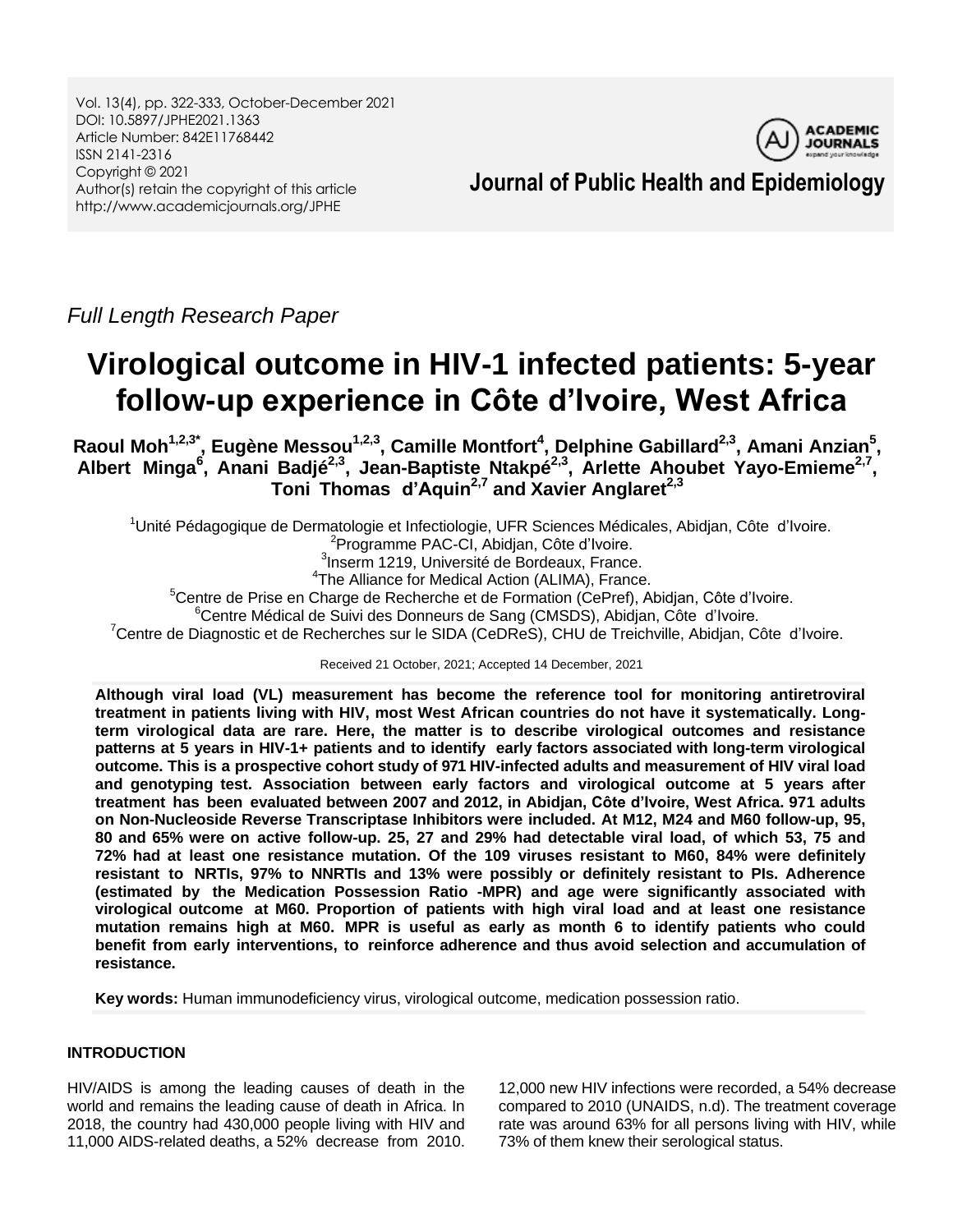Vol. 13(4), pp. 322-333, October-December 2021
DOI: 10.5897/JPHE2021.1363
Article Number: 842E11768442
ISSN 2141-2316
Copyright © 2021
Author(s) retain the copyright of this article
http://www.academicjournals.org/JPHE

**Journal of Public Health and Epidemiology**

*Full Length Research Paper*

# Virological outcome in HIV-1 infected patients: 5-year follow-up experience in Côte d'Ivoire, West Africa

**Raoul Moh[1,2,3*], Eugène Messou[1,2,3], Camille Montfort[4], Delphine Gabillard[2,3], Amani Anzian[5], Albert Minga[6], Anani Badjé[2,3], Jean-Baptiste Ntakpé[2,3], Arlette Ahoubet Yayo-Emieme[2,7], Toni Thomas d'Aquin[2,7] and Xavier Anglaret[2,3]**

[1]Unité Pédagogique de Dermatologie et Infectiologie, UFR Sciences Médicales, Abidjan, Côte d'Ivoire.
[2]Programme PAC-CI, Abidjan, Côte d'Ivoire.
[3]Inserm 1219, Université de Bordeaux, France.
[4]The Alliance for Medical Action (ALIMA), France.
[5]Centre de Prise en Charge de Recherche et de Formation (CePref), Abidjan, Côte d'Ivoire.
[6]Centre Médical de Suivi des Donneurs de Sang (CMSDS), Abidjan, Côte d'Ivoire.
[7]Centre de Diagnostic et de Recherches sur le SIDA (CeDReS), CHU de Treichville, Abidjan, Côte d'Ivoire.

Received 21 October, 2021; Accepted 14 December, 2021

**Although viral load (VL) measurement has become the reference tool for monitoring antiretroviral treatment in patients living with HIV, most West African countries do not have it systematically. Long-term virological data are rare. Here, the matter is to describe virological outcomes and resistance patterns at 5 years in HIV-1+ patients and to identify early factors associated with long-term virological outcome. This is a prospective cohort study of 971 HIV-infected adults and measurement of HIV viral load and genotyping test. Association between early factors and virological outcome at 5 years after treatment has been evaluated between 2007 and 2012, in Abidjan, Côte d'Ivoire, West Africa. 971 adults on Non-Nucleoside Reverse Transcriptase Inhibitors were included. At M12, M24 and M60 follow-up, 95, 80 and 65% were on active follow-up. 25, 27 and 29% had detectable viral load, of which 53, 75 and 72% had at least one resistance mutation. Of the 109 viruses resistant to M60, 84% were definitely resistant to NRTIs, 97% to NNRTIs and 13% were possibly or definitely resistant to PIs. Adherence (estimated by the Medication Possession Ratio -MPR) and age were significantly associated with virological outcome at M60. Proportion of patients with high viral load and at least one resistance mutation remains high at M60. MPR is useful as early as month 6 to identify patients who could benefit from early interventions, to reinforce adherence and thus avoid selection and accumulation of resistance.**

**Key words:** Human immunodeficiency virus, virological outcome, medication possession ratio.

## INTRODUCTION

HIV/AIDS is among the leading causes of death in the world and remains the leading cause of death in Africa. In 2018, the country had 430,000 people living with HIV and 11,000 AIDS-related deaths, a 52% decrease from 2010. 12,000 new HIV infections were recorded, a 54% decrease compared to 2010 (UNAIDS, n.d). The treatment coverage rate was around 63% for all persons living with HIV, while 73% of them knew their serological status.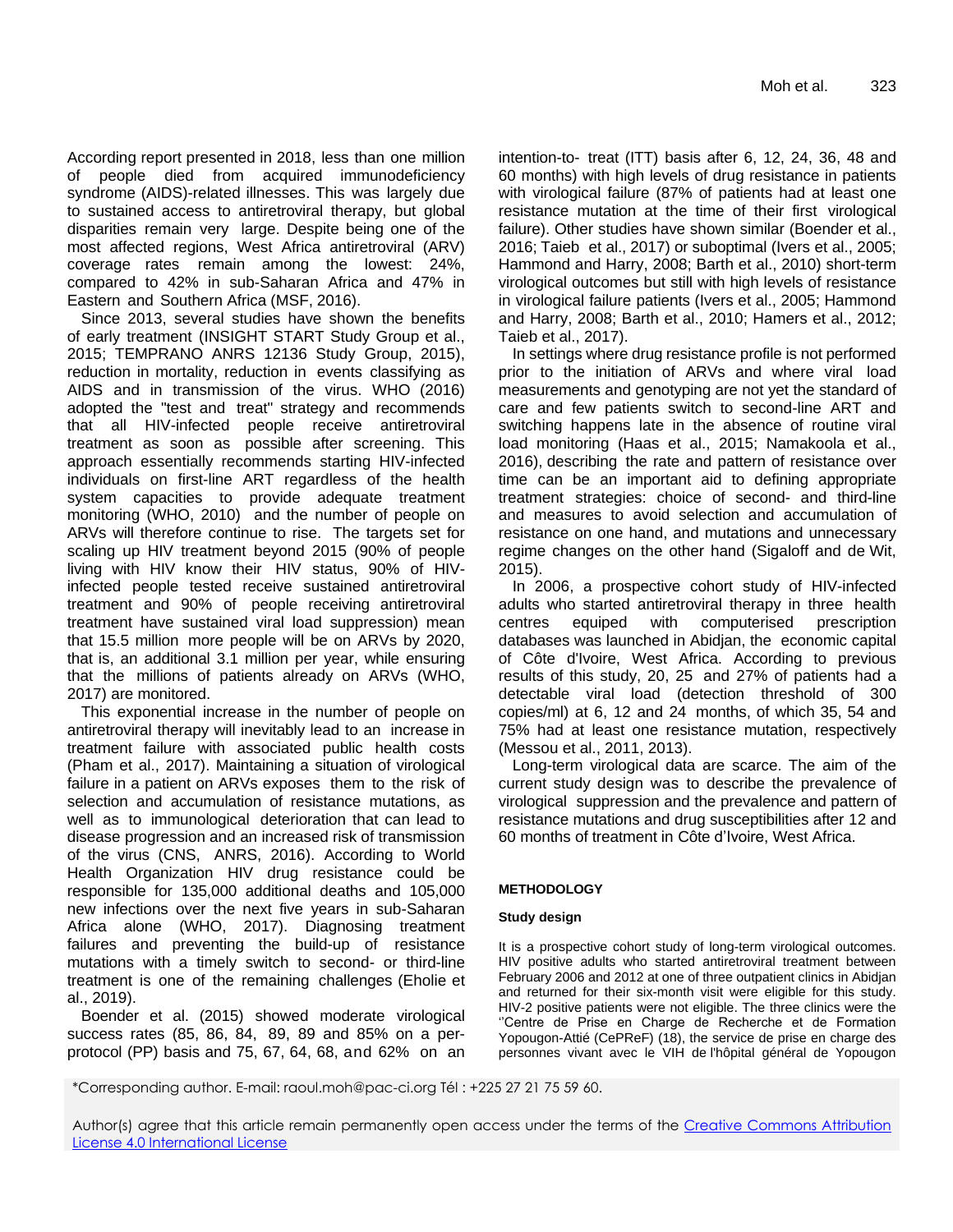According report presented in 2018, less than one million of people died from acquired immunodeficiency syndrome (AIDS)-related illnesses. This was largely due to sustained access to antiretroviral therapy, but global disparities remain very large. Despite being one of the most affected regions, West Africa antiretroviral (ARV) coverage rates remain among the lowest: 24%, compared to 42% in sub-Saharan Africa and 47% in Eastern and Southern Africa (MSF, 2016).

Since 2013, several studies have shown the benefits of early treatment (INSIGHT START Study Group et al., 2015; TEMPRANO ANRS 12136 Study Group, 2015), reduction in mortality, reduction in events classifying as AIDS and in transmission of the virus. WHO (2016) adopted the "test and treat" strategy and recommends that all HIV-infected people receive antiretroviral treatment as soon as possible after screening. This approach essentially recommends starting HIV-infected individuals on first-line ART regardless of the health system capacities to provide adequate treatment monitoring (WHO, 2010) and the number of people on ARVs will therefore continue to rise. The targets set for scaling up HIV treatment beyond 2015 (90% of people living with HIV know their HIV status, 90% of HIV-infected people tested receive sustained antiretroviral treatment and 90% of people receiving antiretroviral treatment have sustained viral load suppression) mean that 15.5 million more people will be on ARVs by 2020, that is, an additional 3.1 million per year, while ensuring that the millions of patients already on ARVs (WHO, 2017) are monitored.

This exponential increase in the number of people on antiretroviral therapy will inevitably lead to an increase in treatment failure with associated public health costs (Pham et al., 2017). Maintaining a situation of virological failure in a patient on ARVs exposes them to the risk of selection and accumulation of resistance mutations, as well as to immunological deterioration that can lead to disease progression and an increased risk of transmission of the virus (CNS, ANRS, 2016). According to World Health Organization HIV drug resistance could be responsible for 135,000 additional deaths and 105,000 new infections over the next five years in sub-Saharan Africa alone (WHO, 2017). Diagnosing treatment failures and preventing the build-up of resistance mutations with a timely switch to second- or third-line treatment is one of the remaining challenges (Eholie et al., 2019).

Boender et al. (2015) showed moderate virological success rates (85, 86, 84, 89, 89 and 85% on a per-protocol (PP) basis and 75, 67, 64, 68, and 62% on an intention-to- treat (ITT) basis after 6, 12, 24, 36, 48 and 60 months) with high levels of drug resistance in patients with virological failure (87% of patients had at least one resistance mutation at the time of their first virological failure). Other studies have shown similar (Boender et al., 2016; Taieb et al., 2017) or suboptimal (Ivers et al., 2005; Hammond and Harry, 2008; Barth et al., 2010) short-term virological outcomes but still with high levels of resistance in virological failure patients (Ivers et al., 2005; Hammond and Harry, 2008; Barth et al., 2010; Hamers et al., 2012; Taieb et al., 2017).

In settings where drug resistance profile is not performed prior to the initiation of ARVs and where viral load measurements and genotyping are not yet the standard of care and few patients switch to second-line ART and switching happens late in the absence of routine viral load monitoring (Haas et al., 2015; Namakoola et al., 2016), describing the rate and pattern of resistance over time can be an important aid to defining appropriate treatment strategies: choice of second- and third-line and measures to avoid selection and accumulation of resistance on one hand, and mutations and unnecessary regime changes on the other hand (Sigaloff and de Wit, 2015).

In 2006, a prospective cohort study of HIV-infected adults who started antiretroviral therapy in three health centres equiped with computerised prescription databases was launched in Abidjan, the economic capital of Côte d'Ivoire, West Africa. According to previous results of this study, 20, 25 and 27% of patients had a detectable viral load (detection threshold of 300 copies/ml) at 6, 12 and 24 months, of which 35, 54 and 75% had at least one resistance mutation, respectively (Messou et al., 2011, 2013).

Long-term virological data are scarce. The aim of the current study design was to describe the prevalence of virological suppression and the prevalence and pattern of resistance mutations and drug susceptibilities after 12 and 60 months of treatment in Côte d'Ivoire, West Africa.

## METHODOLOGY

### Study design

It is a prospective cohort study of long-term virological outcomes. HIV positive adults who started antiretroviral treatment between February 2006 and 2012 at one of three outpatient clinics in Abidjan and returned for their six-month visit were eligible for this study. HIV-2 positive patients were not eligible. The three clinics were the ''Centre de Prise en Charge de Recherche et de Formation Yopougon-Attié (CePReF) (18), the service de prise en charge des personnes vivant avec le VIH de l'hôpital général de Yopougon

*Corresponding author. E-mail: raoul.moh@pac-ci.org Tél : +225 27 21 75 59 60.

Author(s) agree that this article remain permanently open access under the terms of the Creative Commons Attribution License 4.0 International License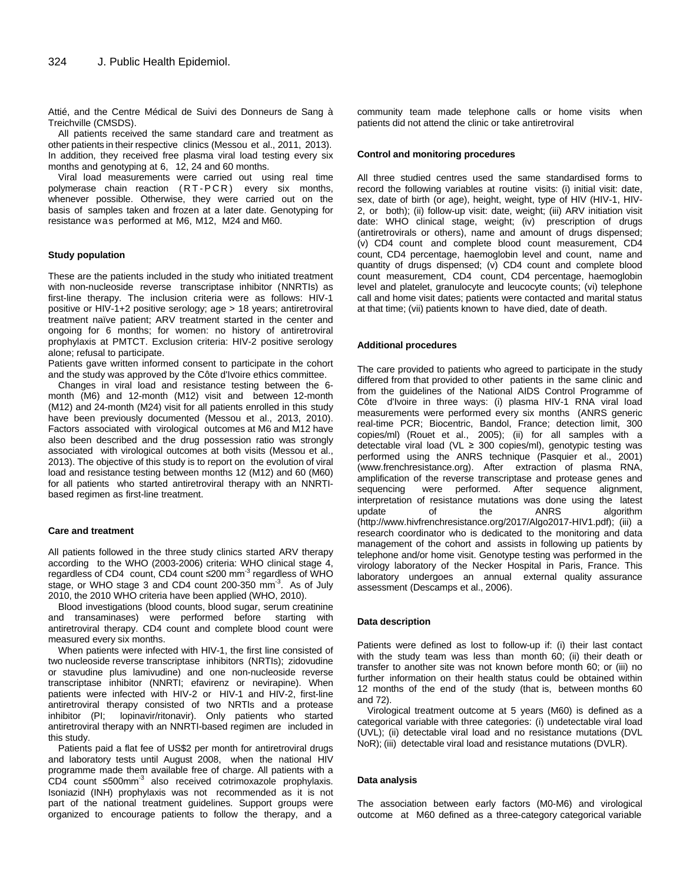Attié, and the Centre Médical de Suivi des Donneurs de Sang à Treichville (CMSDS).

All patients received the same standard care and treatment as other patients in their respective clinics (Messou et al., 2011, 2013). In addition, they received free plasma viral load testing every six months and genotyping at 6, 12, 24 and 60 months.

Viral load measurements were carried out using real time polymerase chain reaction (RT-PCR) every six months, whenever possible. Otherwise, they were carried out on the basis of samples taken and frozen at a later date. Genotyping for resistance was performed at M6, M12, M24 and M60.

**Study population**

These are the patients included in the study who initiated treatment with non-nucleoside reverse transcriptase inhibitor (NNRTIs) as first-line therapy. The inclusion criteria were as follows: HIV-1 positive or HIV-1+2 positive serology; age > 18 years; antiretroviral treatment naïve patient; ARV treatment started in the center and ongoing for 6 months; for women: no history of antiretroviral prophylaxis at PMTCT. Exclusion criteria: HIV-2 positive serology alone; refusal to participate.

Patients gave written informed consent to participate in the cohort and the study was approved by the Côte d'Ivoire ethics committee.

Changes in viral load and resistance testing between the 6-month (M6) and 12-month (M12) visit and between 12-month (M12) and 24-month (M24) visit for all patients enrolled in this study have been previously documented (Messou et al., 2013, 2010). Factors associated with virological outcomes at M6 and M12 have also been described and the drug possession ratio was strongly associated with virological outcomes at both visits (Messou et al., 2013). The objective of this study is to report on the evolution of viral load and resistance testing between months 12 (M12) and 60 (M60) for all patients who started antiretroviral therapy with an NNRTI-based regimen as first-line treatment.

**Care and treatment**

All patients followed in the three study clinics started ARV therapy according to the WHO (2003-2006) criteria: WHO clinical stage 4, regardless of CD4 count, CD4 count ≤200 mm$^{-3}$ regardless of WHO stage, or WHO stage 3 and CD4 count 200-350 mm$^{-3}$. As of July 2010, the 2010 WHO criteria have been applied (WHO, 2010).

Blood investigations (blood counts, blood sugar, serum creatinine and transaminases) were performed before starting with antiretroviral therapy. CD4 count and complete blood count were measured every six months.

When patients were infected with HIV-1, the first line consisted of two nucleoside reverse transcriptase inhibitors (NRTIs); zidovudine or stavudine plus lamivudine) and one non-nucleoside reverse transcriptase inhibitor (NNRTI; efavirenz or nevirapine). When patients were infected with HIV-2 or HIV-1 and HIV-2, first-line antiretroviral therapy consisted of two NRTIs and a protease inhibitor (PI; lopinavir/ritonavir). Only patients who started antiretroviral therapy with an NNRTI-based regimen are included in this study.

Patients paid a flat fee of US$2 per month for antiretroviral drugs and laboratory tests until August 2008, when the national HIV programme made them available free of charge. All patients with a CD4 count ≤500mm$^{-3}$ also received cotrimoxazole prophylaxis. Isoniazid (INH) prophylaxis was not recommended as it is not part of the national treatment guidelines. Support groups were organized to encourage patients to follow the therapy, and a community team made telephone calls or home visits when patients did not attend the clinic or take antiretroviral

**Control and monitoring procedures**

All three studied centres used the same standardised forms to record the following variables at routine visits: (i) initial visit: date, sex, date of birth (or age), height, weight, type of HIV (HIV-1, HIV-2, or both); (ii) follow-up visit: date, weight; (iii) ARV initiation visit date: WHO clinical stage, weight; (iv) prescription of drugs (antiretrovirals or others), name and amount of drugs dispensed; (v) CD4 count and complete blood count measurement, CD4 count, CD4 percentage, haemoglobin level and count, name and quantity of drugs dispensed; (v) CD4 count and complete blood count measurement, CD4 count, CD4 percentage, haemoglobin level and platelet, granulocyte and leucocyte counts; (vi) telephone call and home visit dates; patients were contacted and marital status at that time; (vii) patients known to have died, date of death.

**Additional procedures**

The care provided to patients who agreed to participate in the study differed from that provided to other patients in the same clinic and from the guidelines of the National AIDS Control Programme of Côte d'Ivoire in three ways: (i) plasma HIV-1 RNA viral load measurements were performed every six months (ANRS generic real-time PCR; Biocentric, Bandol, France; detection limit, 300 copies/ml) (Rouet et al., 2005); (ii) for all samples with a detectable viral load (VL ≥ 300 copies/ml), genotypic testing was performed using the ANRS technique (Pasquier et al., 2001) (www.frenchresistance.org). After extraction of plasma RNA, amplification of the reverse transcriptase and protease genes and sequencing were performed. After sequence alignment, interpretation of resistance mutations was done using the latest update of the ANRS algorithm (http://www.hivfrenchresistance.org/2017/Algo2017-HIV1.pdf); (iii) a research coordinator who is dedicated to the monitoring and data management of the cohort and assists in following up patients by telephone and/or home visit. Genotype testing was performed in the virology laboratory of the Necker Hospital in Paris, France. This laboratory undergoes an annual external quality assurance assessment (Descamps et al., 2006).

**Data description**

Patients were defined as lost to follow-up if: (i) their last contact with the study team was less than month 60; (ii) their death or transfer to another site was not known before month 60; or (iii) no further information on their health status could be obtained within 12 months of the end of the study (that is, between months 60 and 72).

Virological treatment outcome at 5 years (M60) is defined as a categorical variable with three categories: (i) undetectable viral load (UVL); (ii) detectable viral load and no resistance mutations (DVL NoR); (iii) detectable viral load and resistance mutations (DVLR).

**Data analysis**

The association between early factors (M0-M6) and virological outcome at M60 defined as a three-category categorical variable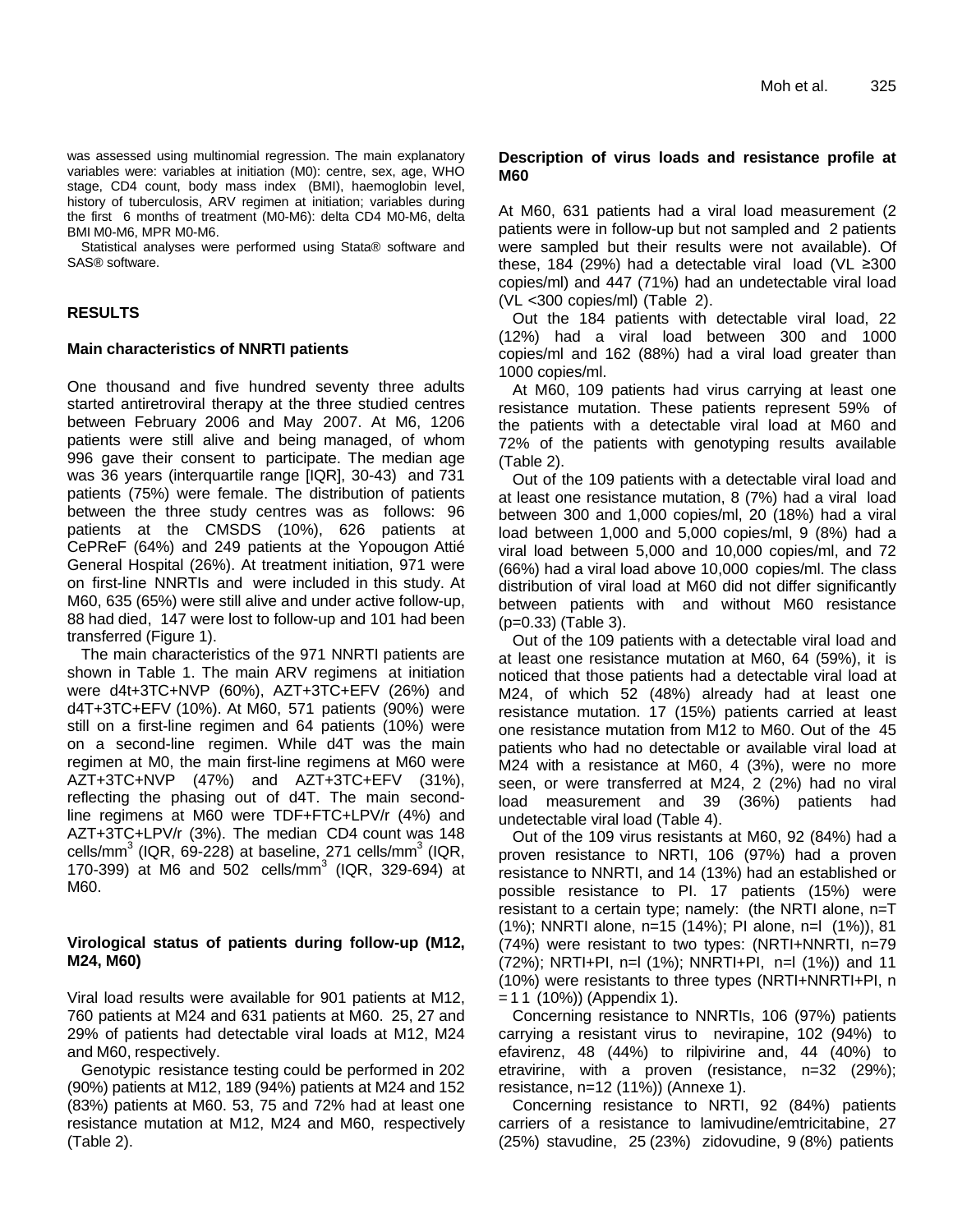was assessed using multinomial regression. The main explanatory variables were: variables at initiation (M0): centre, sex, age, WHO stage, CD4 count, body mass index (BMI), haemoglobin level, history of tuberculosis, ARV regimen at initiation; variables during the first 6 months of treatment (M0-M6): delta CD4 M0-M6, delta BMI M0-M6, MPR M0-M6.

Statistical analyses were performed using Stata® software and SAS® software.

## RESULTS

### Main characteristics of NNRTI patients

One thousand and five hundred seventy three adults started antiretroviral therapy at the three studied centres between February 2006 and May 2007. At M6, 1206 patients were still alive and being managed, of whom 996 gave their consent to participate. The median age was 36 years (interquartile range [IQR], 30-43) and 731 patients (75%) were female. The distribution of patients between the three study centres was as follows: 96 patients at the CMSDS (10%), 626 patients at CePReF (64%) and 249 patients at the Yopougon Attié General Hospital (26%). At treatment initiation, 971 were on first-line NNRTIs and were included in this study. At M60, 635 (65%) were still alive and under active follow-up, 88 had died, 147 were lost to follow-up and 101 had been transferred (Figure 1).

The main characteristics of the 971 NNRTI patients are shown in Table 1. The main ARV regimens at initiation were d4t+3TC+NVP (60%), AZT+3TC+EFV (26%) and d4T+3TC+EFV (10%). At M60, 571 patients (90%) were still on a first-line regimen and 64 patients (10%) were on a second-line regimen. While d4T was the main regimen at M0, the main first-line regimens at M60 were AZT+3TC+NVP (47%) and AZT+3TC+EFV (31%), reflecting the phasing out of d4T. The main second-line regimens at M60 were TDF+FTC+LPV/r (4%) and AZT+3TC+LPV/r (3%). The median CD4 count was 148 cells/mm$^3$ (IQR, 69-228) at baseline, 271 cells/mm$^3$ (IQR, 170-399) at M6 and 502 cells/mm$^3$ (IQR, 329-694) at M60.

### Virological status of patients during follow-up (M12, M24, M60)

Viral load results were available for 901 patients at M12, 760 patients at M24 and 631 patients at M60. 25, 27 and 29% of patients had detectable viral loads at M12, M24 and M60, respectively.

Genotypic resistance testing could be performed in 202 (90%) patients at M12, 189 (94%) patients at M24 and 152 (83%) patients at M60. 53, 75 and 72% had at least one resistance mutation at M12, M24 and M60, respectively (Table 2).

### Description of virus loads and resistance profile at M60

At M60, 631 patients had a viral load measurement (2 patients were in follow-up but not sampled and 2 patients were sampled but their results were not available). Of these, 184 (29%) had a detectable viral load (VL ≥300 copies/ml) and 447 (71%) had an undetectable viral load (VL <300 copies/ml) (Table 2).

Out the 184 patients with detectable viral load, 22 (12%) had a viral load between 300 and 1000 copies/ml and 162 (88%) had a viral load greater than 1000 copies/ml.

At M60, 109 patients had virus carrying at least one resistance mutation. These patients represent 59% of the patients with a detectable viral load at M60 and 72% of the patients with genotyping results available (Table 2).

Out of the 109 patients with a detectable viral load and at least one resistance mutation, 8 (7%) had a viral load between 300 and 1,000 copies/ml, 20 (18%) had a viral load between 1,000 and 5,000 copies/ml, 9 (8%) had a viral load between 5,000 and 10,000 copies/ml, and 72 (66%) had a viral load above 10,000 copies/ml. The class distribution of viral load at M60 did not differ significantly between patients with and without M60 resistance (p=0.33) (Table 3).

Out of the 109 patients with a detectable viral load and at least one resistance mutation at M60, 64 (59%), it is noticed that those patients had a detectable viral load at M24, of which 52 (48%) already had at least one resistance mutation. 17 (15%) patients carried at least one resistance mutation from M12 to M60. Out of the 45 patients who had no detectable or available viral load at M24 with a resistance at M60, 4 (3%), were no more seen, or were transferred at M24, 2 (2%) had no viral load measurement and 39 (36%) patients had undetectable viral load (Table 4).

Out of the 109 virus resistants at M60, 92 (84%) had a proven resistance to NRTI, 106 (97%) had a proven resistance to NNRTI, and 14 (13%) had an established or possible resistance to PI. 17 patients (15%) were resistant to a certain type; namely: (the NRTI alone, n=T (1%); NNRTI alone, n=15 (14%); PI alone, n=l (1%)), 81 (74%) were resistant to two types: (NRTI+NNRTI, n=79 (72%); NRTI+PI, n=l (1%); NNRTI+PI, n=l (1%)) and 11 (10%) were resistants to three types (NRTI+NNRTI+PI, n = 1 1 (10%)) (Appendix 1).

Concerning resistance to NNRTIs, 106 (97%) patients carrying a resistant virus to nevirapine, 102 (94%) to efavirenz, 48 (44%) to rilpivirine and, 44 (40%) to etravirine, with a proven (resistance, n=32 (29%); resistance, n=12 (11%)) (Annexe 1).

Concerning resistance to NRTI, 92 (84%) patients carriers of a resistance to lamivudine/emtricitabine, 27 (25%) stavudine, 25 (23%) zidovudine, 9 (8%) patients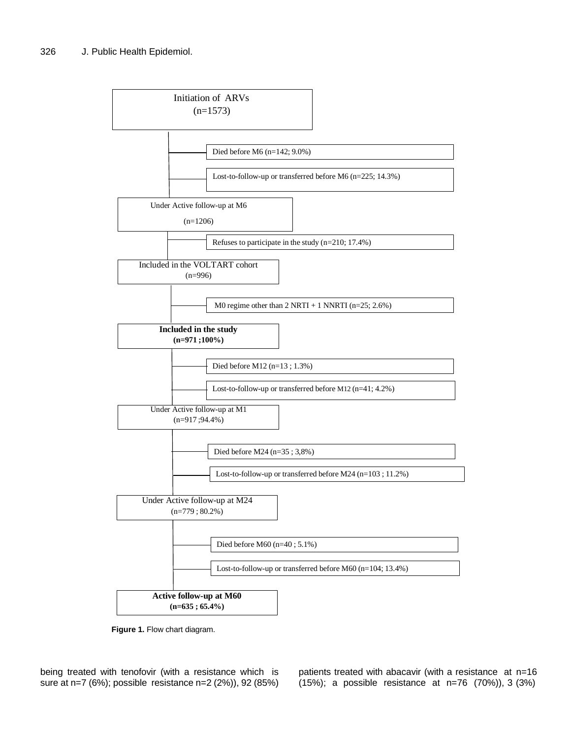Initiation of ARVs
(n=1573)

- Died before M6 (n=142; 9.0%)
- Lost-to-follow-up or transferred before M6 (n=225; 14.3%)

Under Active follow-up at M6
(n=1206)

- Refuses to participate in the study (n=210; 17.4%)

Included in the VOLTART cohort
(n=996)

- M0 regime other than 2 NRTI + 1 NNRTI (n=25; 2.6%)

**Included in the study**
**(n=971 ;100%)**

- Died before M12 (n=13 ; 1.3%)
- Lost-to-follow-up or transferred before M12 (n=41; 4.2%)

Under Active follow-up at M1
(n=917 ;94.4%)

- Died before M24 (n=35 ; 3,8%)
- Lost-to-follow-up or transferred before M24 (n=103 ; 11.2%)

Under Active follow-up at M24
(n=779 ; 80.2%)

- Died before M60 (n=40 ; 5.1%)
- Lost-to-follow-up or transferred before M60 (n=104; 13.4%)

**Active follow-up at M60**
**(n=635 ; 65.4%)**

**Figure 1.** Flow chart diagram.

being treated with tenofovir (with a resistance which is sure at n=7 (6%); possible resistance n=2 (2%)), 92 (85%) patients treated with abacavir (with a resistance at n=16 (15%); a possible resistance at n=76 (70%)), 3 (3%)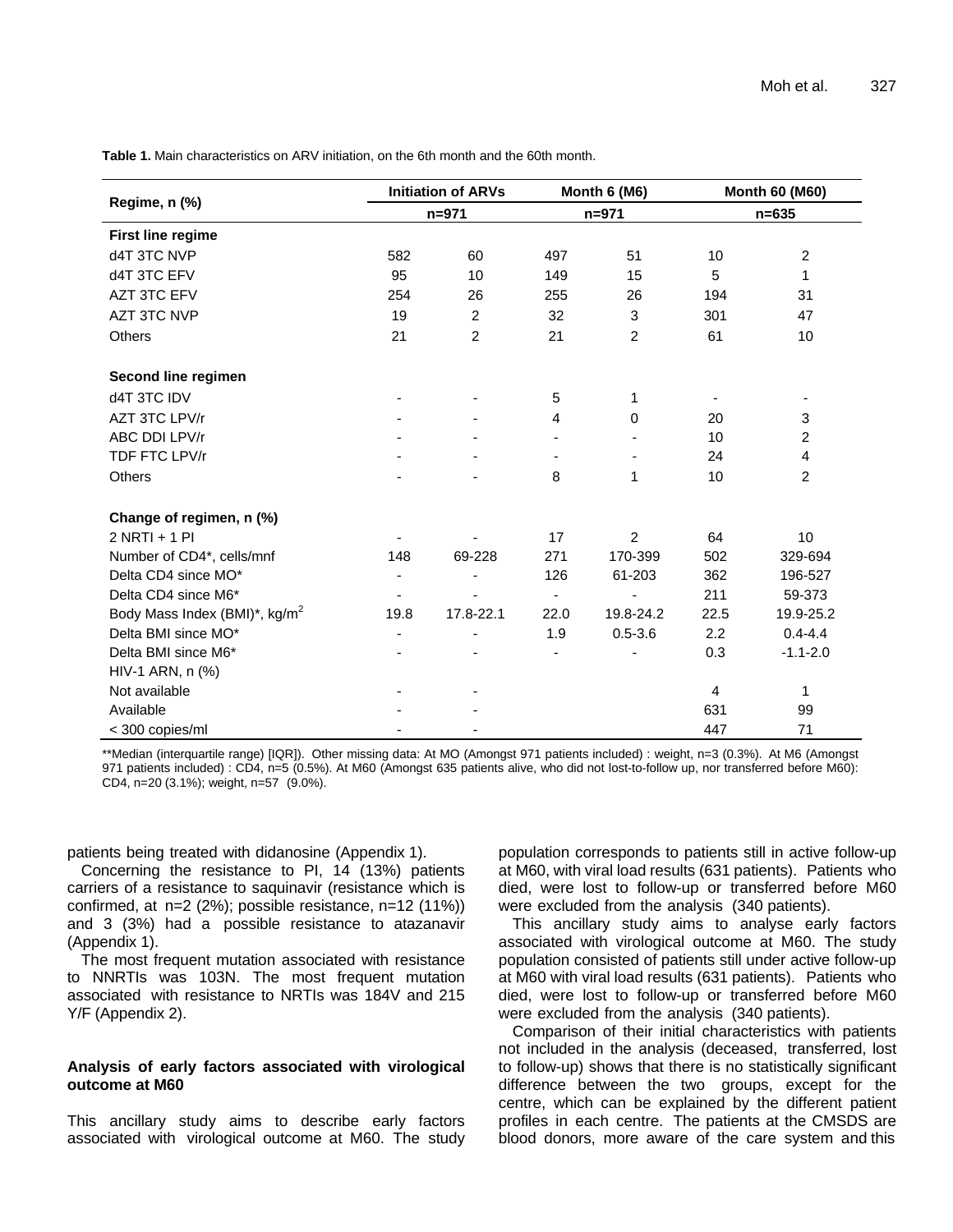**Table 1.** Main characteristics on ARV initiation, on the 6th month and the 60th month.

| Regime, n (%) | Initiation of ARVs | | Month 6 (M6) | | Month 60 (M60) | |
|---|---|---|---|---|---|---|
| | n=971 | | n=971 | | n=635 | |
| **First line regime** | | | | | | |
| d4T 3TC NVP | 582 | 60 | 497 | 51 | 10 | 2 |
| d4T 3TC EFV | 95 | 10 | 149 | 15 | 5 | 1 |
| AZT 3TC EFV | 254 | 26 | 255 | 26 | 194 | 31 |
| AZT 3TC NVP | 19 | 2 | 32 | 3 | 301 | 47 |
| Others | 21 | 2 | 21 | 2 | 61 | 10 |
| **Second line regimen** | | | | | | |
| d4T 3TC IDV | - | - | 5 | 1 | - | - |
| AZT 3TC LPV/r | - | - | 4 | 0 | 20 | 3 |
| ABC DDI LPV/r | - | - | - | - | 10 | 2 |
| TDF FTC LPV/r | - | - | - | - | 24 | 4 |
| Others | - | - | 8 | 1 | 10 | 2 |
| **Change of regimen, n (%)** | | | | | | |
| 2 NRTI + 1 PI | - | - | 17 | 2 | 64 | 10 |
| Number of CD4*, cells/mnf | 148 | 69-228 | 271 | 170-399 | 502 | 329-694 |
| Delta CD4 since MO* | - | - | 126 | 61-203 | 362 | 196-527 |
| Delta CD4 since M6* | - | - | - | - | 211 | 59-373 |
| Body Mass Index (BMI)*, kg/m$^2$ | 19.8 | 17.8-22.1 | 22.0 | 19.8-24.2 | 22.5 | 19.9-25.2 |
| Delta BMI since MO* | - | - | 1.9 | 0.5-3.6 | 2.2 | 0.4-4.4 |
| Delta BMI since M6* | - | - | - | - | 0.3 | -1.1-2.0 |
| HIV-1 ARN, n (%) | | | | | | |
| Not available | - | - | | | 4 | 1 |
| Available | - | - | | | 631 | 99 |
| < 300 copies/ml | - | - | | | 447 | 71 |

**Median (interquartile range) [IQR]). Other missing data: At MO (Amongst 971 patients included) : weight, n=3 (0.3%). At M6 (Amongst 971 patients included) : CD4, n=5 (0.5%). At M60 (Amongst 635 patients alive, who did not lost-to-follow up, nor transferred before M60): CD4, n=20 (3.1%); weight, n=57 (9.0%).

patients being treated with didanosine (Appendix 1).

Concerning the resistance to PI, 14 (13%) patients carriers of a resistance to saquinavir (resistance which is confirmed, at n=2 (2%); possible resistance, n=12 (11%)) and 3 (3%) had a possible resistance to atazanavir (Appendix 1).

The most frequent mutation associated with resistance to NNRTIs was 103N. The most frequent mutation associated with resistance to NRTIs was 184V and 215 Y/F (Appendix 2).

### Analysis of early factors associated with virological outcome at M60

This ancillary study aims to describe early factors associated with virological outcome at M60. The study population corresponds to patients still in active follow-up at M60, with viral load results (631 patients). Patients who died, were lost to follow-up or transferred before M60 were excluded from the analysis (340 patients).

This ancillary study aims to analyse early factors associated with virological outcome at M60. The study population consisted of patients still under active follow-up at M60 with viral load results (631 patients). Patients who died, were lost to follow-up or transferred before M60 were excluded from the analysis (340 patients).

Comparison of their initial characteristics with patients not included in the analysis (deceased, transferred, lost to follow-up) shows that there is no statistically significant difference between the two groups, except for the centre, which can be explained by the different patient profiles in each centre. The patients at the CMSDS are blood donors, more aware of the care system and this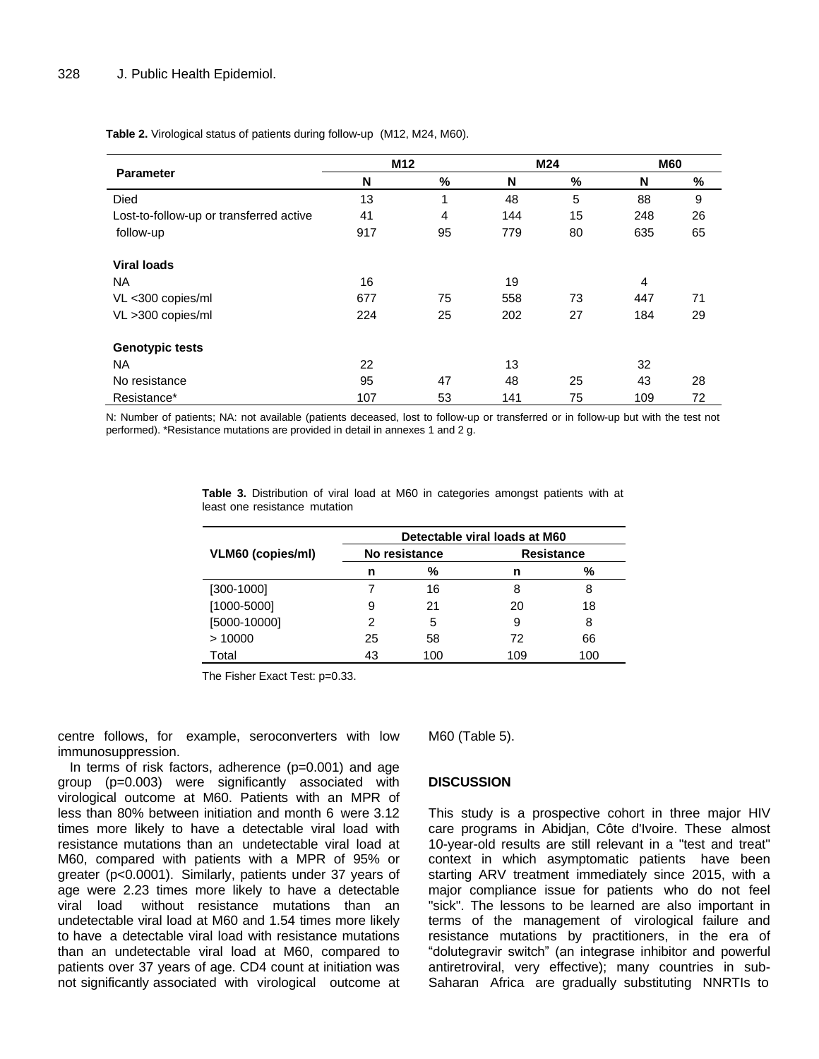**Table 2.** Virological status of patients during follow-up (M12, M24, M60).

| Parameter | M12 | | M24 | | M60 | |
|---|---|---|---|---|---|---|
| | N | % | N | % | N | % |
| Died | 13 | 1 | 48 | 5 | 88 | 9 |
| Lost-to-follow-up or transferred active | 41 | 4 | 144 | 15 | 248 | 26 |
| follow-up | 917 | 95 | 779 | 80 | 635 | 65 |
| **Viral loads** | | | | | | |
| NA | 16 | | 19 | | 4 | |
| VL <300 copies/ml | 677 | 75 | 558 | 73 | 447 | 71 |
| VL >300 copies/ml | 224 | 25 | 202 | 27 | 184 | 29 |
| **Genotypic tests** | | | | | | |
| NA | 22 | | 13 | | 32 | |
| No resistance | 95 | 47 | 48 | 25 | 43 | 28 |
| Resistance* | 107 | 53 | 141 | 75 | 109 | 72 |

N: Number of patients; NA: not available (patients deceased, lost to follow-up or transferred or in follow-up but with the test not performed). *Resistance mutations are provided in detail in annexes 1 and 2 g.

**Table 3.** Distribution of viral load at M60 in categories amongst patients with at least one resistance mutation

| VLM60 (copies/ml) | Detectable viral loads at M60 | | | |
|---|---|---|---|---|
| | No resistance | | Resistance | |
| | n | % | n | % |
| [300-1000] | 7 | 16 | 8 | 8 |
| [1000-5000] | 9 | 21 | 20 | 18 |
| [5000-10000] | 2 | 5 | 9 | 8 |
| > 10000 | 25 | 58 | 72 | 66 |
| Total | 43 | 100 | 109 | 100 |

The Fisher Exact Test: p=0.33.

centre follows, for example, seroconverters with low immunosuppression.

In terms of risk factors, adherence (p=0.001) and age group (p=0.003) were significantly associated with virological outcome at M60. Patients with an MPR of less than 80% between initiation and month 6 were 3.12 times more likely to have a detectable viral load with resistance mutations than an undetectable viral load at M60, compared with patients with a MPR of 95% or greater (p<0.0001). Similarly, patients under 37 years of age were 2.23 times more likely to have a detectable viral load without resistance mutations than an undetectable viral load at M60 and 1.54 times more likely to have a detectable viral load with resistance mutations than an undetectable viral load at M60, compared to patients over 37 years of age. CD4 count at initiation was not significantly associated with virological outcome at M60 (Table 5).

## DISCUSSION

This study is a prospective cohort in three major HIV care programs in Abidjan, Côte d'Ivoire. These almost 10-year-old results are still relevant in a "test and treat" context in which asymptomatic patients have been starting ARV treatment immediately since 2015, with a major compliance issue for patients who do not feel "sick". The lessons to be learned are also important in terms of the management of virological failure and resistance mutations by practitioners, in the era of "dolutegravir switch" (an integrase inhibitor and powerful antiretroviral, very effective); many countries in sub-Saharan Africa are gradually substituting NNRTIs to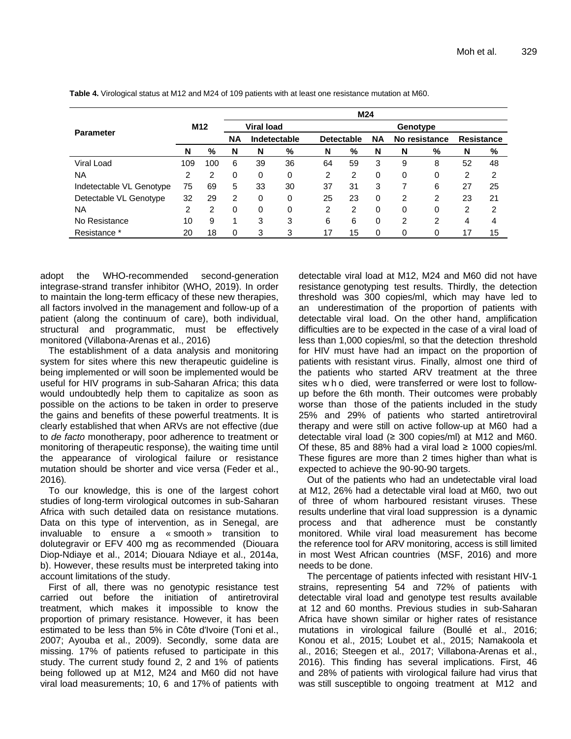**Table 4.** Virological status at M12 and M24 of 109 patients with at least one resistance mutation at M60.

| Parameter | M12 | | M24 | | | | | | | | | | |
|---|---|---|---|---|---|---|---|---|---|---|---|---|---|
| | | | Viral load | | | | | Genotype | | | | | |
| | | | NA | Indetectable | | Detectable | | NA | No resistance | | Resistance | | |
| | N | % | N | N | % | N | % | N | N | % | N | % | |
| Viral Load | 109 | 100 | 6 | 39 | 36 | 64 | 59 | 3 | 9 | 8 | 52 | 48 | |
| NA | 2 | 2 | 0 | 0 | 0 | 2 | 2 | 0 | 0 | 0 | 2 | 2 | |
| Indetectable VL Genotype | 75 | 69 | 5 | 33 | 30 | 37 | 31 | 3 | 7 | 6 | 27 | 25 | |
| Detectable VL Genotype | 32 | 29 | 2 | 0 | 0 | 25 | 23 | 0 | 2 | 2 | 23 | 21 | |
| NA | 2 | 2 | 0 | 0 | 0 | 2 | 2 | 0 | 0 | 0 | 2 | 2 | |
| No Resistance | 10 | 9 | 1 | 3 | 3 | 6 | 6 | 0 | 2 | 2 | 4 | 4 | |
| Resistance * | 20 | 18 | 0 | 3 | 3 | 17 | 15 | 0 | 0 | 0 | 17 | 15 | |

adopt the WHO-recommended second-generation integrase-strand transfer inhibitor (WHO, 2019). In order to maintain the long-term efficacy of these new therapies, all factors involved in the management and follow-up of a patient (along the continuum of care), both individual, structural and programmatic, must be effectively monitored (Villabona-Arenas et al., 2016)

The establishment of a data analysis and monitoring system for sites where this new therapeutic guideline is being implemented or will soon be implemented would be useful for HIV programs in sub-Saharan Africa; this data would undoubtedly help them to capitalize as soon as possible on the actions to be taken in order to preserve the gains and benefits of these powerful treatments. It is clearly established that when ARVs are not effective (due to *de facto* monotherapy, poor adherence to treatment or monitoring of therapeutic response), the waiting time until the appearance of virological failure or resistance mutation should be shorter and vice versa (Feder et al., 2016).

To our knowledge, this is one of the largest cohort studies of long-term virological outcomes in sub-Saharan Africa with such detailed data on resistance mutations. Data on this type of intervention, as in Senegal, are invaluable to ensure a « smooth » transition to dolutegravir or EFV 400 mg as recommended (Diouara Diop-Ndiaye et al., 2014; Diouara Ndiaye et al., 2014a, b). However, these results must be interpreted taking into account limitations of the study.

First of all, there was no genotypic resistance test carried out before the initiation of antiretroviral treatment, which makes it impossible to know the proportion of primary resistance. However, it has been estimated to be less than 5% in Côte d'Ivoire (Toni et al., 2007; Ayouba et al., 2009). Secondly, some data are missing. 17% of patients refused to participate in this study. The current study found 2, 2 and 1% of patients being followed up at M12, M24 and M60 did not have viral load measurements; 10, 6 and 17% of patients with detectable viral load at M12, M24 and M60 did not have resistance genotyping test results. Thirdly, the detection threshold was 300 copies/ml, which may have led to an underestimation of the proportion of patients with detectable viral load. On the other hand, amplification difficulties are to be expected in the case of a viral load of less than 1,000 copies/ml, so that the detection threshold for HIV must have had an impact on the proportion of patients with resistant virus. Finally, almost one third of the patients who started ARV treatment at the three sites who died, were transferred or were lost to follow-up before the 6th month. Their outcomes were probably worse than those of the patients included in the study 25% and 29% of patients who started antiretroviral therapy and were still on active follow-up at M60 had a detectable viral load (≥ 300 copies/ml) at M12 and M60. Of these, 85 and 88% had a viral load ≥ 1000 copies/ml. These figures are more than 2 times higher than what is expected to achieve the 90-90-90 targets.

Out of the patients who had an undetectable viral load at M12, 26% had a detectable viral load at M60, two out of three of whom harboured resistant viruses. These results underline that viral load suppression is a dynamic process and that adherence must be constantly monitored. While viral load measurement has become the reference tool for ARV monitoring, access is still limited in most West African countries (MSF, 2016) and more needs to be done.

The percentage of patients infected with resistant HIV-1 strains, representing 54 and 72% of patients with detectable viral load and genotype test results available at 12 and 60 months. Previous studies in sub-Saharan Africa have shown similar or higher rates of resistance mutations in virological failure (Boullé et al., 2016; Konou et al., 2015; Loubet et al., 2015; Namakoola et al., 2016; Steegen et al., 2017; Villabona-Arenas et al., 2016). This finding has several implications. First, 46 and 28% of patients with virological failure had virus that was still susceptible to ongoing treatment at M12 and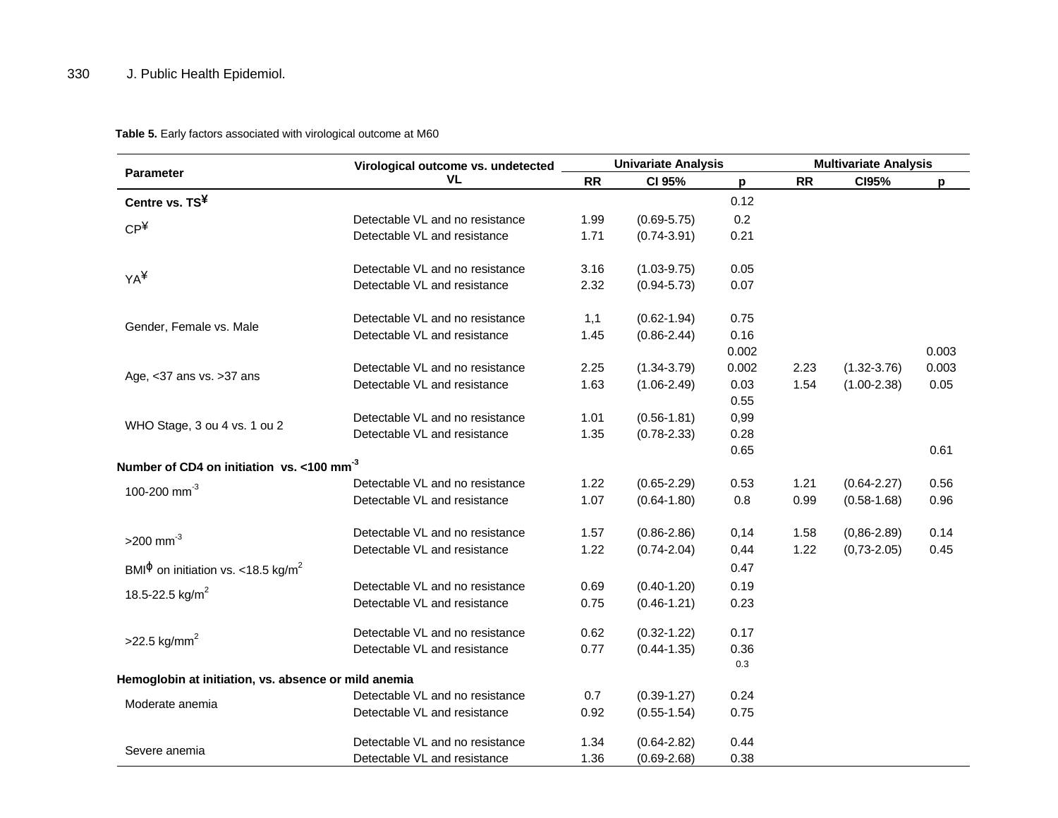**Table 5.** Early factors associated with virological outcome at M60

| Parameter | Virological outcome vs. undetected VL | Univariate Analysis | | | Multivariate Analysis | | |
|---|---|---|---|---|---|---|---|
| | | RR | CI 95% | p | RR | CI95% | p |
| **Centre vs. TS¥** | | | | 0.12 | | | |
| CP¥ | Detectable VL and no resistance | 1.99 | (0.69-5.75) | 0.2 | | | |
| | Detectable VL and resistance | 1.71 | (0.74-3.91) | 0.21 | | | |
| YA¥ | Detectable VL and no resistance | 3.16 | (1.03-9.75) | 0.05 | | | |
| | Detectable VL and resistance | 2.32 | (0.94-5.73) | 0.07 | | | |
| Gender, Female vs. Male | Detectable VL and no resistance | 1,1 | (0.62-1.94) | 0.75 | | | |
| | Detectable VL and resistance | 1.45 | (0.86-2.44) | 0.16 | | | |
| | | | | 0.002 | | | 0.003 |
| Age, <37 ans vs. >37 ans | Detectable VL and no resistance | 2.25 | (1.34-3.79) | 0.002 | 2.23 | (1.32-3.76) | 0.003 |
| | Detectable VL and resistance | 1.63 | (1.06-2.49) | 0.03 | 1.54 | (1.00-2.38) | 0.05 |
| | | | | 0.55 | | | |
| WHO Stage, 3 ou 4 vs. 1 ou 2 | Detectable VL and no resistance | 1.01 | (0.56-1.81) | 0,99 | | | |
| | Detectable VL and resistance | 1.35 | (0.78-2.33) | 0.28 | | | |
| | | | | 0.65 | | | 0.61 |
| **Number of CD4 on initiation vs. <100 $mm^{-3}$** | | | | | | | |
| 100-200 $mm^{-3}$ | Detectable VL and no resistance | 1.22 | (0.65-2.29) | 0.53 | 1.21 | (0.64-2.27) | 0.56 |
| | Detectable VL and resistance | 1.07 | (0.64-1.80) | 0.8 | 0.99 | (0.58-1.68) | 0.96 |
| >200 $mm^{-3}$ | Detectable VL and no resistance | 1.57 | (0.86-2.86) | 0,14 | 1.58 | (0,86-2.89) | 0.14 |
| | Detectable VL and resistance | 1.22 | (0.74-2.04) | 0,44 | 1.22 | (0,73-2.05) | 0.45 |
| BMI$^{\phi}$ on initiation vs. <18.5 $kg/m^2$ | | | | 0.47 | | | |
| 18.5-22.5 $kg/m^2$ | Detectable VL and no resistance | 0.69 | (0.40-1.20) | 0.19 | | | |
| | Detectable VL and resistance | 0.75 | (0.46-1.21) | 0.23 | | | |
| >22.5 $kg/mm^2$ | Detectable VL and no resistance | 0.62 | (0.32-1.22) | 0.17 | | | |
| | Detectable VL and resistance | 0.77 | (0.44-1.35) | 0.36 | | | |
| | | | | 0.3 | | | |
| **Hemoglobin at initiation, vs. absence or mild anemia** | | | | | | | |
| Moderate anemia | Detectable VL and no resistance | 0.7 | (0.39-1.27) | 0.24 | | | |
| | Detectable VL and resistance | 0.92 | (0.55-1.54) | 0.75 | | | |
| Severe anemia | Detectable VL and no resistance | 1.34 | (0.64-2.82) | 0.44 | | | |
| | Detectable VL and resistance | 1.36 | (0.69-2.68) | 0.38 | | | |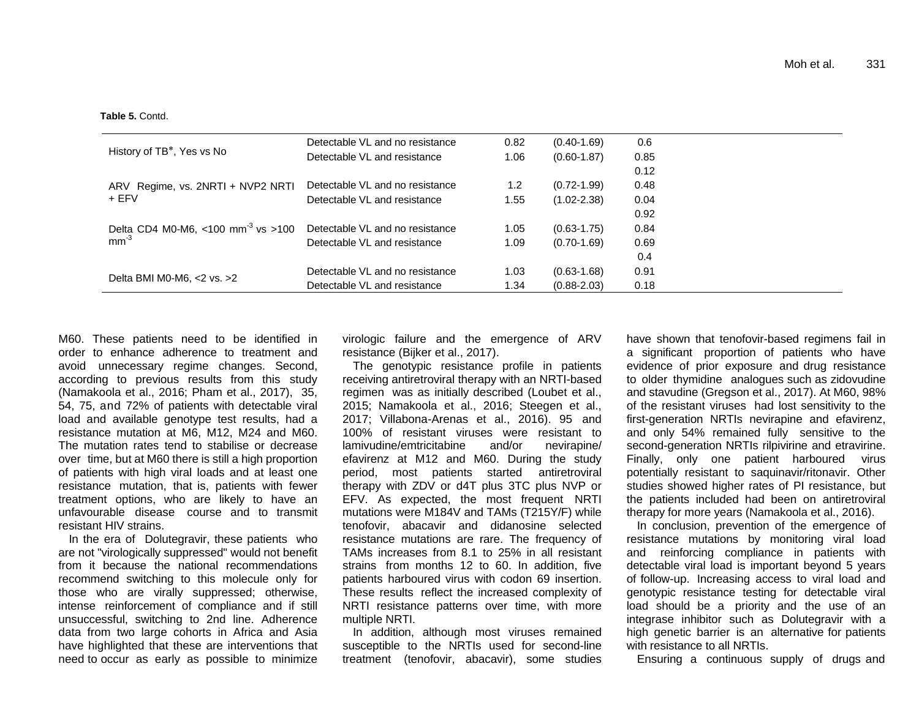**Table 5.** Contd.

| | | | | |
|---|---|---|---|---|
| History of TB*, Yes vs No | Detectable VL and no resistance | 0.82 | (0.40-1.69) | 0.6 |
| | Detectable VL and resistance | 1.06 | (0.60-1.87) | 0.85 |
| | | | | 0.12 |
| ARV Regime, vs. 2NRTI + NVP2 NRTI + EFV | Detectable VL and no resistance | 1.2 | (0.72-1.99) | 0.48 |
| | Detectable VL and resistance | 1.55 | (1.02-2.38) | 0.04 |
| | | | | 0.92 |
| Delta CD4 M0-M6, <100 mm$^{-3}$ vs >100 mm$^{-3}$ | Detectable VL and no resistance | 1.05 | (0.63-1.75) | 0.84 |
| | Detectable VL and resistance | 1.09 | (0.70-1.69) | 0.69 |
| | | | | 0.4 |
| Delta BMI M0-M6, <2 vs. >2 | Detectable VL and no resistance | 1.03 | (0.63-1.68) | 0.91 |
| | Detectable VL and resistance | 1.34 | (0.88-2.03) | 0.18 |

M60. These patients need to be identified in order to enhance adherence to treatment and avoid unnecessary regime changes. Second, according to previous results from this study (Namakoola et al., 2016; Pham et al., 2017), 35, 54, 75, and 72% of patients with detectable viral load and available genotype test results, had a resistance mutation at M6, M12, M24 and M60. The mutation rates tend to stabilise or decrease over time, but at M60 there is still a high proportion of patients with high viral loads and at least one resistance mutation, that is, patients with fewer treatment options, who are likely to have an unfavourable disease course and to transmit resistant HIV strains.

In the era of Dolutegravir, these patients who are not "virologically suppressed" would not benefit from it because the national recommendations recommend switching to this molecule only for those who are virally suppressed; otherwise, intense reinforcement of compliance and if still unsuccessful, switching to 2nd line. Adherence data from two large cohorts in Africa and Asia have highlighted that these are interventions that need to occur as early as possible to minimize virologic failure and the emergence of ARV resistance (Bijker et al., 2017).

The genotypic resistance profile in patients receiving antiretroviral therapy with an NRTI-based regimen was as initially described (Loubet et al., 2015; Namakoola et al., 2016; Steegen et al., 2017; Villabona-Arenas et al., 2016). 95 and 100% of resistant viruses were resistant to lamivudine/emtricitabine and/or nevirapine/ efavirenz at M12 and M60. During the study period, most patients started antiretroviral therapy with ZDV or d4T plus 3TC plus NVP or EFV. As expected, the most frequent NRTI mutations were M184V and TAMs (T215Y/F) while tenofovir, abacavir and didanosine selected resistance mutations are rare. The frequency of TAMs increases from 8.1 to 25% in all resistant strains from months 12 to 60. In addition, five patients harboured virus with codon 69 insertion. These results reflect the increased complexity of NRTI resistance patterns over time, with more multiple NRTI.

In addition, although most viruses remained susceptible to the NRTIs used for second-line treatment (tenofovir, abacavir), some studies have shown that tenofovir-based regimens fail in a significant proportion of patients who have evidence of prior exposure and drug resistance to older thymidine analogues such as zidovudine and stavudine (Gregson et al., 2017). At M60, 98% of the resistant viruses had lost sensitivity to the first-generation NRTIs nevirapine and efavirenz, and only 54% remained fully sensitive to the second-generation NRTIs rilpivirine and etravirine. Finally, only one patient harboured virus potentially resistant to saquinavir/ritonavir. Other studies showed higher rates of PI resistance, but the patients included had been on antiretroviral therapy for more years (Namakoola et al., 2016).

In conclusion, prevention of the emergence of resistance mutations by monitoring viral load and reinforcing compliance in patients with detectable viral load is important beyond 5 years of follow-up. Increasing access to viral load and genotypic resistance testing for detectable viral load should be a priority and the use of an integrase inhibitor such as Dolutegravir with a high genetic barrier is an alternative for patients with resistance to all NRTIs.

Ensuring a continuous supply of drugs and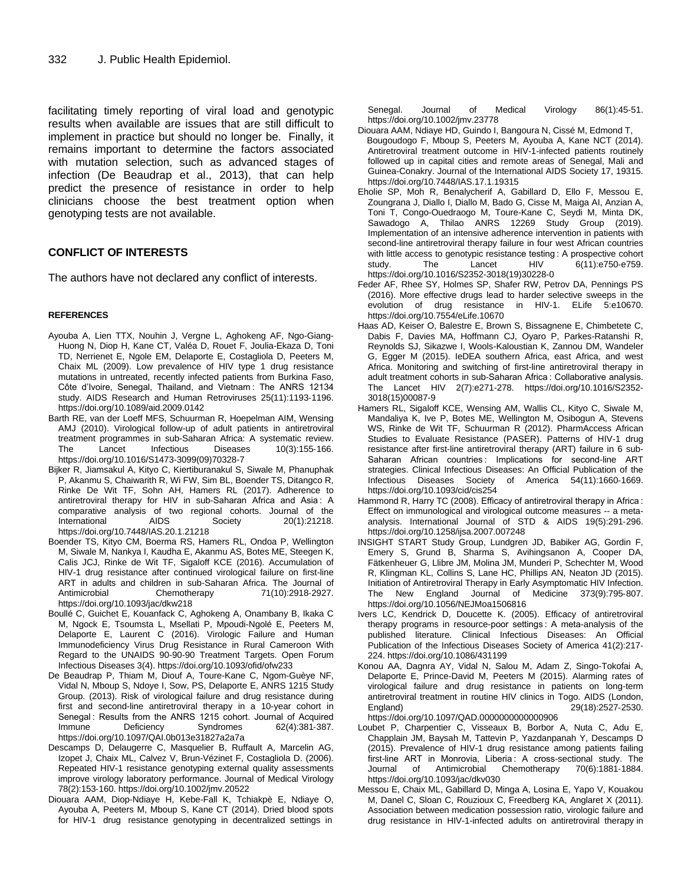facilitating timely reporting of viral load and genotypic results when available are issues that are still difficult to implement in practice but should no longer be. Finally, it remains important to determine the factors associated with mutation selection, such as advanced stages of infection (De Beaudrap et al., 2013), that can help predict the presence of resistance in order to help clinicians choose the best treatment option when genotyping tests are not available.

## CONFLICT OF INTERESTS

The authors have not declared any conflict of interests.

## REFERENCES

Ayouba A, Lien TTX, Nouhin J, Vergne L, Aghokeng AF, Ngo-Giang-Huong N, Diop H, Kane CT, Valéa D, Rouet F, Joulia-Ekaza D, Toni TD, Nerrienet E, Ngole EM, Delaporte E, Costagliola D, Peeters M, Chaix ML (2009). Low prevalence of HIV type 1 drug resistance mutations in untreated, recently infected patients from Burkina Faso, Côte d'Ivoire, Senegal, Thailand, and Vietnam : The ANRS 12134 study. AIDS Research and Human Retroviruses 25(11):1193-1196. https://doi.org/10.1089/aid.2009.0142

Barth RE, van der Loeff MFS, Schuurman R, Hoepelman AIM, Wensing AMJ (2010). Virological follow-up of adult patients in antiretroviral treatment programmes in sub-Saharan Africa: A systematic review. The Lancet Infectious Diseases 10(3):155-166. https://doi.org/10.1016/S1473-3099(09)70328-7

Bijker R, Jiamsakul A, Kityo C, Kiertiburanakul S, Siwale M, Phanuphak P, Akanmu S, Chaiwarith R, Wi FW, Sim BL, Boender TS, Ditangco R, Rinke De Wit TF, Sohn AH, Hamers RL (2017). Adherence to antiretroviral therapy for HIV in sub-Saharan Africa and Asia : A comparative analysis of two regional cohorts. Journal of the International AIDS Society 20(1):21218. https://doi.org/10.7448/IAS.20.1.21218

Boender TS, Kityo CM, Boerma RS, Hamers RL, Ondoa P, Wellington M, Siwale M, Nankya I, Kaudha E, Akanmu AS, Botes ME, Steegen K, Calis JCJ, Rinke de Wit TF, Sigaloff KCE (2016). Accumulation of HIV-1 drug resistance after continued virological failure on first-line ART in adults and children in sub-Saharan Africa. The Journal of Antimicrobial Chemotherapy 71(10):2918-2927. https://doi.org/10.1093/jac/dkw218

Boullé C, Guichet E, Kouanfack C, Aghokeng A, Onambany B, Ikaka C M, Ngock E, Tsoumsta L, Msellati P, Mpoudi-Ngolé E, Peeters M, Delaporte E, Laurent C (2016). Virologic Failure and Human Immunodeficiency Virus Drug Resistance in Rural Cameroon With Regard to the UNAIDS 90-90-90 Treatment Targets. Open Forum Infectious Diseases 3(4). https://doi.org/10.1093/ofid/ofw233

De Beaudrap P, Thiam M, Diouf A, Toure-Kane C, Ngom-Guèye NF, Vidal N, Mboup S, Ndoye I, Sow, PS, Delaporte E, ANRS 1215 Study Group. (2013). Risk of virological failure and drug resistance during first and second-line antiretroviral therapy in a 10-year cohort in Senegal : Results from the ANRS 1215 cohort. Journal of Acquired Immune Deficiency Syndromes 62(4):381-387. https://doi.org/10.1097/QAI.0b013e31827a2a7a

Descamps D, Delaugerre C, Masquelier B, Ruffault A, Marcelin AG, Izopet J, Chaix ML, Calvez V, Brun-Vézinet F, Costagliola D. (2006). Repeated HIV-1 resistance genotyping external quality assessments improve virology laboratory performance. Journal of Medical Virology 78(2):153-160. https://doi.org/10.1002/jmv.20522

Diouara AAM, Diop-Ndiaye H, Kebe-Fall K, Tchiakpè E, Ndiaye O, Ayouba A, Peeters M, Mboup S, Kane CT (2014). Dried blood spots for HIV-1 drug resistance genotyping in decentralized settings in Senegal. Journal of Medical Virology 86(1):45-51. https://doi.org/10.1002/jmv.23778

Diouara AAM, Ndiaye HD, Guindo I, Bangoura N, Cissé M, Edmond T, Bougoudogo F, Mboup S, Peeters M, Ayouba A, Kane NCT (2014). Antiretroviral treatment outcome in HIV-1-infected patients routinely followed up in capital cities and remote areas of Senegal, Mali and Guinea-Conakry. Journal of the International AIDS Society 17, 19315. https://doi.org/10.7448/IAS.17.1.19315

Eholie SP, Moh R, Benalycherif A, Gabillard D, Ello F, Messou E, Zoungrana J, Diallo I, Diallo M, Bado G, Cisse M, Maiga AI, Anzian A, Toni T, Congo-Ouedraogo M, Toure-Kane C, Seydi M, Minta DK, Sawadogo A, Thilao ANRS 12269 Study Group (2019). Implementation of an intensive adherence intervention in patients with second-line antiretroviral therapy failure in four west African countries with little access to genotypic resistance testing : A prospective cohort study. The Lancet HIV 6(11):e750-e759. https://doi.org/10.1016/S2352-3018(19)30228-0

Feder AF, Rhee SY, Holmes SP, Shafer RW, Petrov DA, Pennings PS (2016). More effective drugs lead to harder selective sweeps in the evolution of drug resistance in HIV-1. ELife 5:e10670. https://doi.org/10.7554/eLife.10670

Haas AD, Keiser O, Balestre E, Brown S, Bissagnene E, Chimbetete C, Dabis F, Davies MA, Hoffmann CJ, Oyaro P, Parkes-Ratanshi R, Reynolds SJ, Sikazwe I, Wools-Kaloustian K, Zannou DM, Wandeler G, Egger M (2015). IeDEA southern Africa, east Africa, and west Africa. Monitoring and switching of first-line antiretroviral therapy in adult treatment cohorts in sub-Saharan Africa : Collaborative analysis. The Lancet HIV 2(7):e271-278. https://doi.org/10.1016/S2352-3018(15)00087-9

Hamers RL, Sigaloff KCE, Wensing AM, Wallis CL, Kityo C, Siwale M, Mandaliya K, Ive P, Botes ME, Wellington M, Osibogun A, Stevens WS, Rinke de Wit TF, Schuurman R (2012). PharmAccess African Studies to Evaluate Resistance (PASER). Patterns of HIV-1 drug resistance after first-line antiretroviral therapy (ART) failure in 6 sub-Saharan African countries : Implications for second-line ART strategies. Clinical Infectious Diseases: An Official Publication of the Infectious Diseases Society of America 54(11):1660-1669. https://doi.org/10.1093/cid/cis254

Hammond R, Harry TC (2008). Efficacy of antiretroviral therapy in Africa : Effect on immunological and virological outcome measures -- a meta-analysis. International Journal of STD & AIDS 19(5):291-296. https://doi.org/10.1258/ijsa.2007.007248

INSIGHT START Study Group, Lundgren JD, Babiker AG, Gordin F, Emery S, Grund B, Sharma S, Avihingsanon A, Cooper DA, Fätkenheuer G, Llibre JM, Molina JM, Munderi P, Schechter M, Wood R, Klingman KL, Collins S, Lane HC, Phillips AN, Neaton JD (2015). Initiation of Antiretroviral Therapy in Early Asymptomatic HIV Infection. The New England Journal of Medicine 373(9):795-807. https://doi.org/10.1056/NEJMoa1506816

Ivers LC, Kendrick D, Doucette K. (2005). Efficacy of antiretroviral therapy programs in resource-poor settings : A meta-analysis of the published literature. Clinical Infectious Diseases: An Official Publication of the Infectious Diseases Society of America 41(2):217-224. https://doi.org/10.1086/431199

Konou AA, Dagnra AY, Vidal N, Salou M, Adam Z, Singo-Tokofai A, Delaporte E, Prince-David M, Peeters M (2015). Alarming rates of virological failure and drug resistance in patients on long-term antiretroviral treatment in routine HIV clinics in Togo. AIDS (London, England) 29(18):2527-2530. https://doi.org/10.1097/QAD.0000000000000906

Loubet P, Charpentier C, Visseaux B, Borbor A, Nuta C, Adu E, Chapplain JM, Baysah M, Tattevin P, Yazdanpanah Y, Descamps D (2015). Prevalence of HIV-1 drug resistance among patients failing first-line ART in Monrovia, Liberia : A cross-sectional study. The Journal of Antimicrobial Chemotherapy 70(6):1881-1884. https://doi.org/10.1093/jac/dkv030

Messou E, Chaix ML, Gabillard D, Minga A, Losina E, Yapo V, Kouakou M, Danel C, Sloan C, Rouzioux C, Freedberg KA, Anglaret X (2011). Association between medication possession ratio, virologic failure and drug resistance in HIV-1-infected adults on antiretroviral therapy in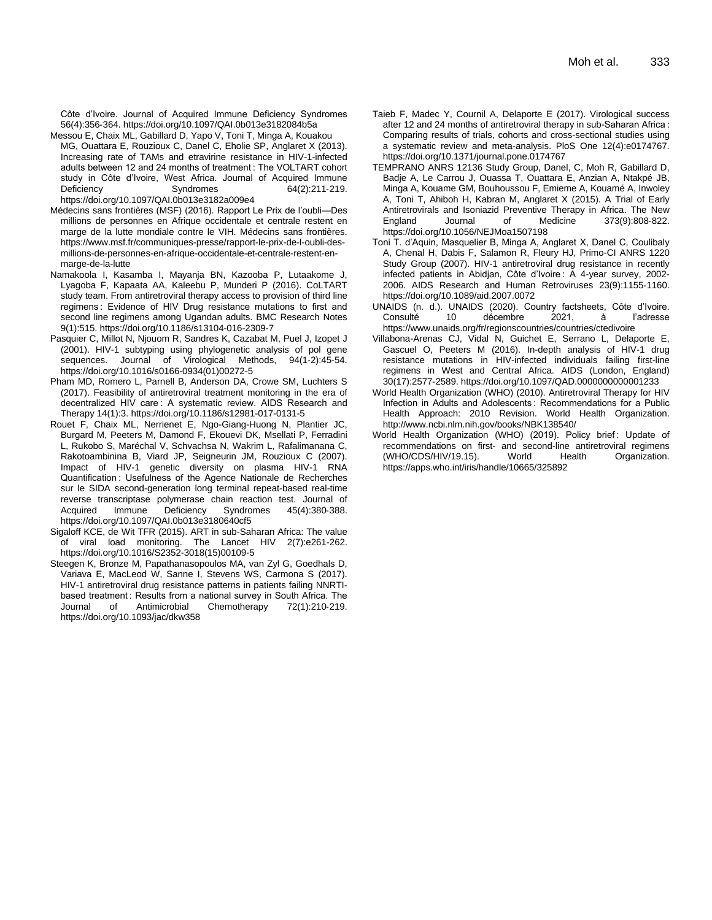Côte d'Ivoire. Journal of Acquired Immune Deficiency Syndromes 56(4):356-364. https://doi.org/10.1097/QAI.0b013e3182084b5a

Messou E, Chaix ML, Gabillard D, Yapo V, Toni T, Minga A, Kouakou MG, Ouattara E, Rouzioux C, Danel C, Eholie SP, Anglaret X (2013). Increasing rate of TAMs and etravirine resistance in HIV-1-infected adults between 12 and 24 months of treatment : The VOLTART cohort study in Côte d'Ivoire, West Africa. Journal of Acquired Immune Deficiency Syndromes 64(2):211-219. https://doi.org/10.1097/QAI.0b013e3182a009e4

Médecins sans frontières (MSF) (2016). Rapport Le Prix de l'oubli—Des millions de personnes en Afrique occidentale et centrale restent en marge de la lutte mondiale contre le VIH. Médecins sans frontières. https://www.msf.fr/communiques-presse/rapport-le-prix-de-l-oubli-des-millions-de-personnes-en-afrique-occidentale-et-centrale-restent-en-marge-de-la-lutte

Namakoola I, Kasamba I, Mayanja BN, Kazooba P, Lutaakome J, Lyagoba F, Kapaata AA, Kaleebu P, Munderi P (2016). CoLTART study team. From antiretroviral therapy access to provision of third line regimens : Evidence of HIV Drug resistance mutations to first and second line regimens among Ugandan adults. BMC Research Notes 9(1):515. https://doi.org/10.1186/s13104-016-2309-7

Pasquier C, Millot N, Njouom R, Sandres K, Cazabat M, Puel J, Izopet J (2001). HIV-1 subtyping using phylogenetic analysis of pol gene sequences. Journal of Virological Methods, 94(1-2):45-54. https://doi.org/10.1016/s0166-0934(01)00272-5

Pham MD, Romero L, Parnell B, Anderson DA, Crowe SM, Luchters S (2017). Feasibility of antiretroviral treatment monitoring in the era of decentralized HIV care : A systematic review. AIDS Research and Therapy 14(1):3. https://doi.org/10.1186/s12981-017-0131-5

Rouet F, Chaix ML, Nerrienet E, Ngo-Giang-Huong N, Plantier JC, Burgard M, Peeters M, Damond F, Ekouevi DK, Msellati P, Ferradini L, Rukobo S, Maréchal V, Schvachsa N, Wakrim L, Rafalimanana C, Rakotoambinina B, Viard JP, Seigneurin JM, Rouzioux C (2007). Impact of HIV-1 genetic diversity on plasma HIV-1 RNA Quantification : Usefulness of the Agence Nationale de Recherches sur le SIDA second-generation long terminal repeat-based real-time reverse transcriptase polymerase chain reaction test. Journal of Acquired Immune Deficiency Syndromes 45(4):380-388. https://doi.org/10.1097/QAI.0b013e3180640cf5

Sigaloff KCE, de Wit TFR (2015). ART in sub-Saharan Africa: The value of viral load monitoring. The Lancet HIV 2(7):e261-262. https://doi.org/10.1016/S2352-3018(15)00109-5

Steegen K, Bronze M, Papathanasopoulos MA, van Zyl G, Goedhals D, Variava E, MacLeod W, Sanne I, Stevens WS, Carmona S (2017). HIV-1 antiretroviral drug resistance patterns in patients failing NNRTI-based treatment : Results from a national survey in South Africa. The Journal of Antimicrobial Chemotherapy 72(1):210-219. https://doi.org/10.1093/jac/dkw358

Taieb F, Madec Y, Cournil A, Delaporte E (2017). Virological success after 12 and 24 months of antiretroviral therapy in sub-Saharan Africa : Comparing results of trials, cohorts and cross-sectional studies using a systematic review and meta-analysis. PloS One 12(4):e0174767. https://doi.org/10.1371/journal.pone.0174767

TEMPRANO ANRS 12136 Study Group, Danel, C, Moh R, Gabillard D, Badje A, Le Carrou J, Ouassa T, Ouattara E, Anzian A, Ntakpé JB, Minga A, Kouame GM, Bouhoussou F, Emieme A, Kouamé A, Inwoley A, Toni T, Ahiboh H, Kabran M, Anglaret X (2015). A Trial of Early Antiretrovirals and Isoniazid Preventive Therapy in Africa. The New England Journal of Medicine 373(9):808-822. https://doi.org/10.1056/NEJMoa1507198

Toni T. d'Aquin, Masquelier B, Minga A, Anglaret X, Danel C, Coulibaly A, Chenal H, Dabis F, Salamon R, Fleury HJ, Primo-CI ANRS 1220 Study Group (2007). HIV-1 antiretroviral drug resistance in recently infected patients in Abidjan, Côte d'Ivoire : A 4-year survey, 2002-2006. AIDS Research and Human Retroviruses 23(9):1155-1160. https://doi.org/10.1089/aid.2007.0072

UNAIDS (n. d.). UNAIDS (2020). Country factsheets, Côte d'Ivoire. Consulté 10 décembre 2021, à l'adresse https://www.unaids.org/fr/regionscountries/countries/ctedivoire

Villabona-Arenas CJ, Vidal N, Guichet E, Serrano L, Delaporte E, Gascuel O, Peeters M (2016). In-depth analysis of HIV-1 drug resistance mutations in HIV-infected individuals failing first-line regimens in West and Central Africa. AIDS (London, England) 30(17):2577-2589. https://doi.org/10.1097/QAD.0000000000001233

World Health Organization (WHO) (2010). Antiretroviral Therapy for HIV Infection in Adults and Adolescents : Recommendations for a Public Health Approach: 2010 Revision. World Health Organization. http://www.ncbi.nlm.nih.gov/books/NBK138540/

World Health Organization (WHO) (2019). Policy brief : Update of recommendations on first- and second-line antiretroviral regimens (WHO/CDS/HIV/19.15). World Health Organization. https://apps.who.int/iris/handle/10665/325892